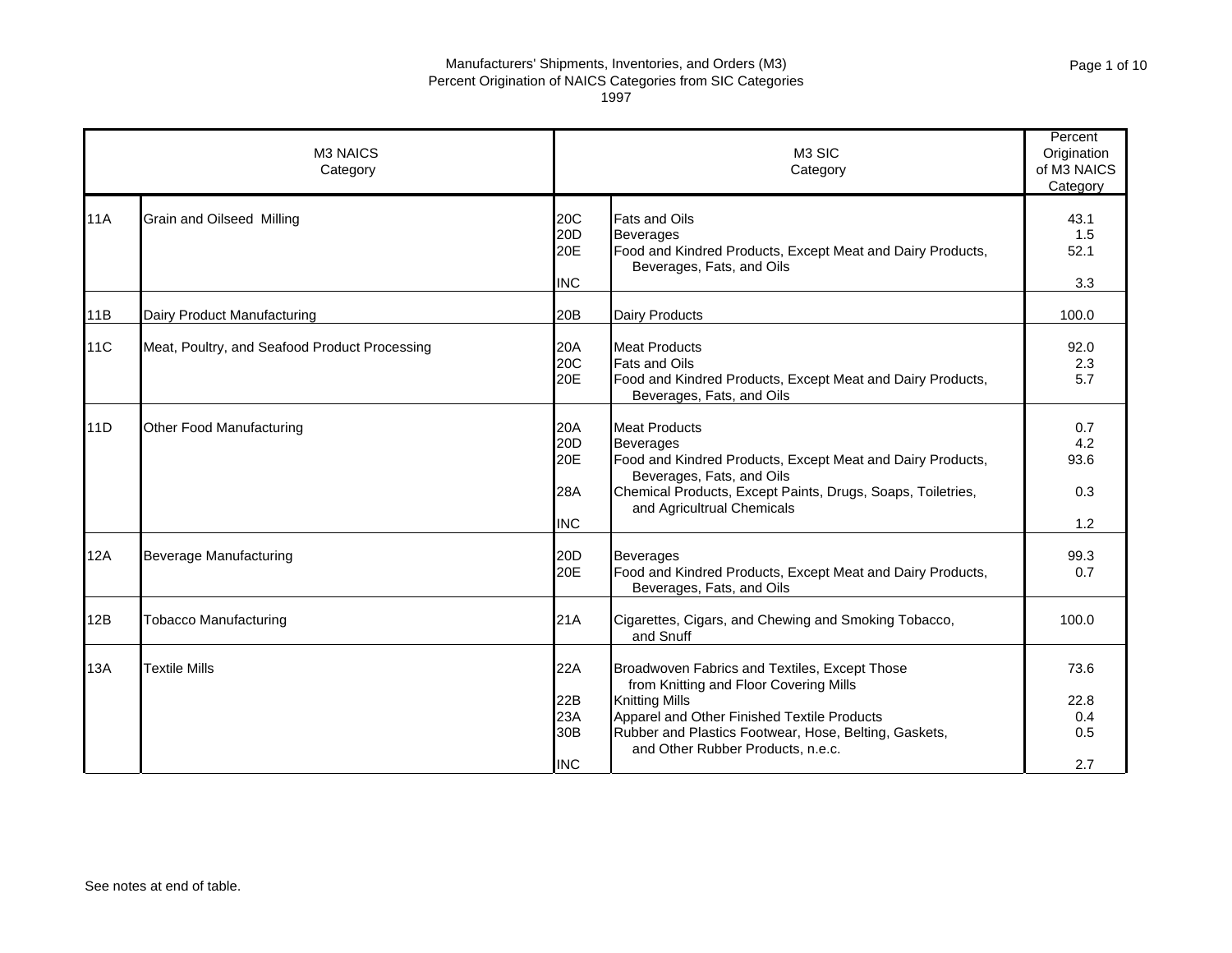# Manufacturers' Shipments, Inventories, and Orders (M3)
## Percent Origination of NAICS Categories from SIC Categories
### 1997

| M3 NAICS Category | | M3 SIC Category | | Percent Origination of M3 NAICS Category |
|---|---|---|---|---|
| 11A | Grain and Oilseed Milling | 20C | Fats and Oils | 43.1 |
| | | 20D | Beverages | 1.5 |
| | | 20E | Food and Kindred Products, Except Meat and Dairy Products, Beverages, Fats, and Oils | 52.1 |
| | | INC | | 3.3 |
| 11B | Dairy Product Manufacturing | 20B | Dairy Products | 100.0 |
| 11C | Meat, Poultry, and Seafood Product Processing | 20A | Meat Products | 92.0 |
| | | 20C | Fats and Oils | 2.3 |
| | | 20E | Food and Kindred Products, Except Meat and Dairy Products, Beverages, Fats, and Oils | 5.7 |
| 11D | Other Food Manufacturing | 20A | Meat Products | 0.7 |
| | | 20D | Beverages | 4.2 |
| | | 20E | Food and Kindred Products, Except Meat and Dairy Products, Beverages, Fats, and Oils | 93.6 |
| | | 28A | Chemical Products, Except Paints, Drugs, Soaps, Toiletries, and Agricultrual Chemicals | 0.3 |
| | | INC | | 1.2 |
| 12A | Beverage Manufacturing | 20D | Beverages | 99.3 |
| | | 20E | Food and Kindred Products, Except Meat and Dairy Products, Beverages, Fats, and Oils | 0.7 |
| 12B | Tobacco Manufacturing | 21A | Cigarettes, Cigars, and Chewing and Smoking Tobacco, and Snuff | 100.0 |
| 13A | Textile Mills | 22A | Broadwoven Fabrics and Textiles, Except Those from Knitting and Floor Covering Mills | 73.6 |
| | | 22B | Knitting Mills | 22.8 |
| | | 23A | Apparel and Other Finished Textile Products | 0.4 |
| | | 30B | Rubber and Plastics Footwear, Hose, Belting, Gaskets, and Other Rubber Products, n.e.c. | 0.5 |
| | | INC | | 2.7 |

See notes at end of table.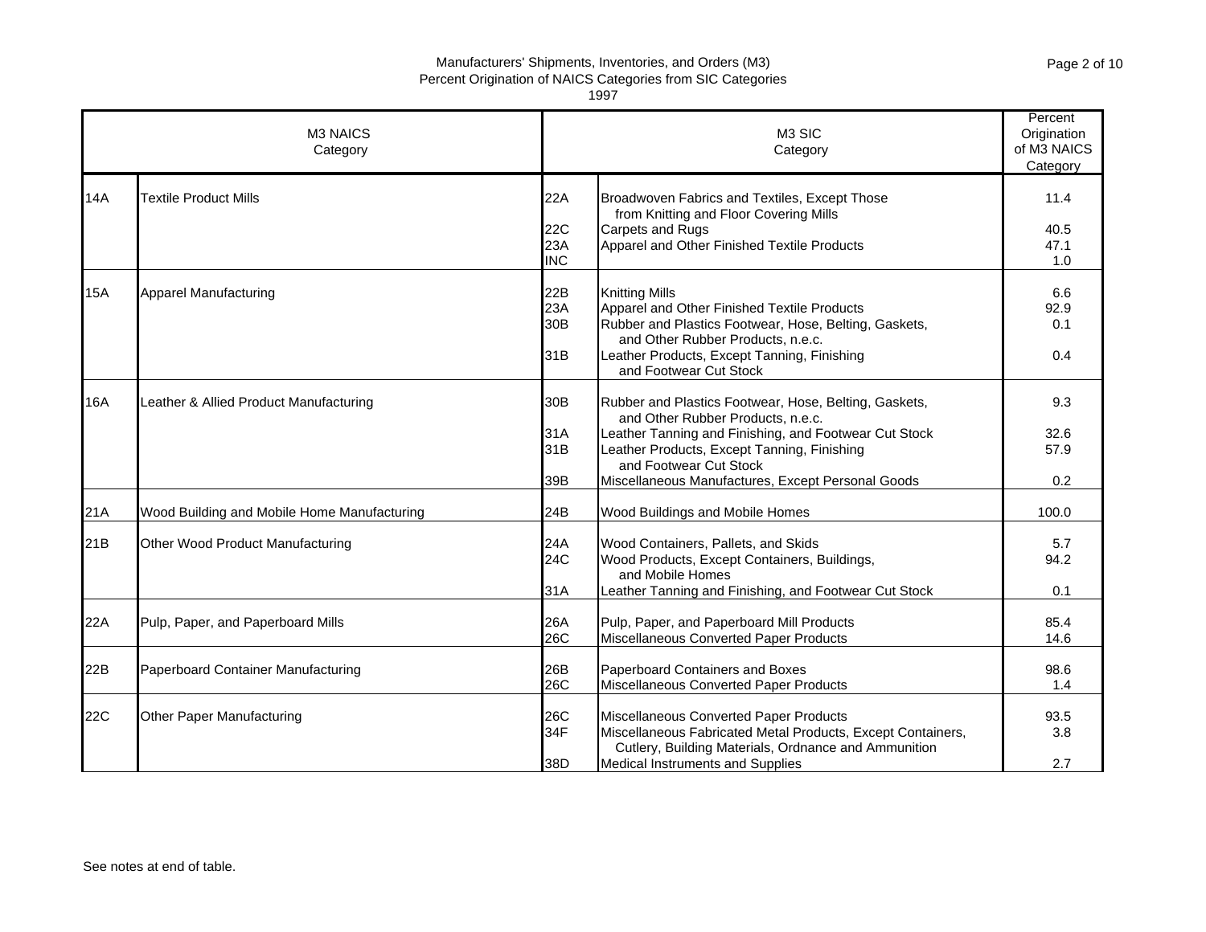# Manufacturers' Shipments, Inventories, and Orders (M3)
## Percent Origination of NAICS Categories from SIC Categories
### 1997

| M3 NAICS Category | | M3 SIC Category | | Percent Origination of M3 NAICS Category |
|---|---|---|---|---|
| 14A | Textile Product Mills | 22A | Broadwoven Fabrics and Textiles, Except Those from Knitting and Floor Covering Mills | 11.4 |
| | | 22C | Carpets and Rugs | 40.5 |
| | | 23A | Apparel and Other Finished Textile Products | 47.1 |
| | | INC | | 1.0 |
| 15A | Apparel Manufacturing | 22B | Knitting Mills | 6.6 |
| | | 23A | Apparel and Other Finished Textile Products | 92.9 |
| | | 30B | Rubber and Plastics Footwear, Hose, Belting, Gaskets, and Other Rubber Products, n.e.c. | 0.1 |
| | | 31B | Leather Products, Except Tanning, Finishing and Footwear Cut Stock | 0.4 |
| 16A | Leather & Allied Product Manufacturing | 30B | Rubber and Plastics Footwear, Hose, Belting, Gaskets, and Other Rubber Products, n.e.c. | 9.3 |
| | | 31A | Leather Tanning and Finishing, and Footwear Cut Stock | 32.6 |
| | | 31B | Leather Products, Except Tanning, Finishing and Footwear Cut Stock | 57.9 |
| | | 39B | Miscellaneous Manufactures, Except Personal Goods | 0.2 |
| 21A | Wood Building and Mobile Home Manufacturing | 24B | Wood Buildings and Mobile Homes | 100.0 |
| 21B | Other Wood Product Manufacturing | 24A | Wood Containers, Pallets, and Skids | 5.7 |
| | | 24C | Wood Products, Except Containers, Buildings, and Mobile Homes | 94.2 |
| | | 31A | Leather Tanning and Finishing, and Footwear Cut Stock | 0.1 |
| 22A | Pulp, Paper, and Paperboard Mills | 26A | Pulp, Paper, and Paperboard Mill Products | 85.4 |
| | | 26C | Miscellaneous Converted Paper Products | 14.6 |
| 22B | Paperboard Container Manufacturing | 26B | Paperboard Containers and Boxes | 98.6 |
| | | 26C | Miscellaneous Converted Paper Products | 1.4 |
| 22C | Other Paper Manufacturing | 26C | Miscellaneous Converted Paper Products | 93.5 |
| | | 34F | Miscellaneous Fabricated Metal Products, Except Containers, Cutlery, Building Materials, Ordnance and Ammunition | 3.8 |
| | | 38D | Medical Instruments and Supplies | 2.7 |

See notes at end of table.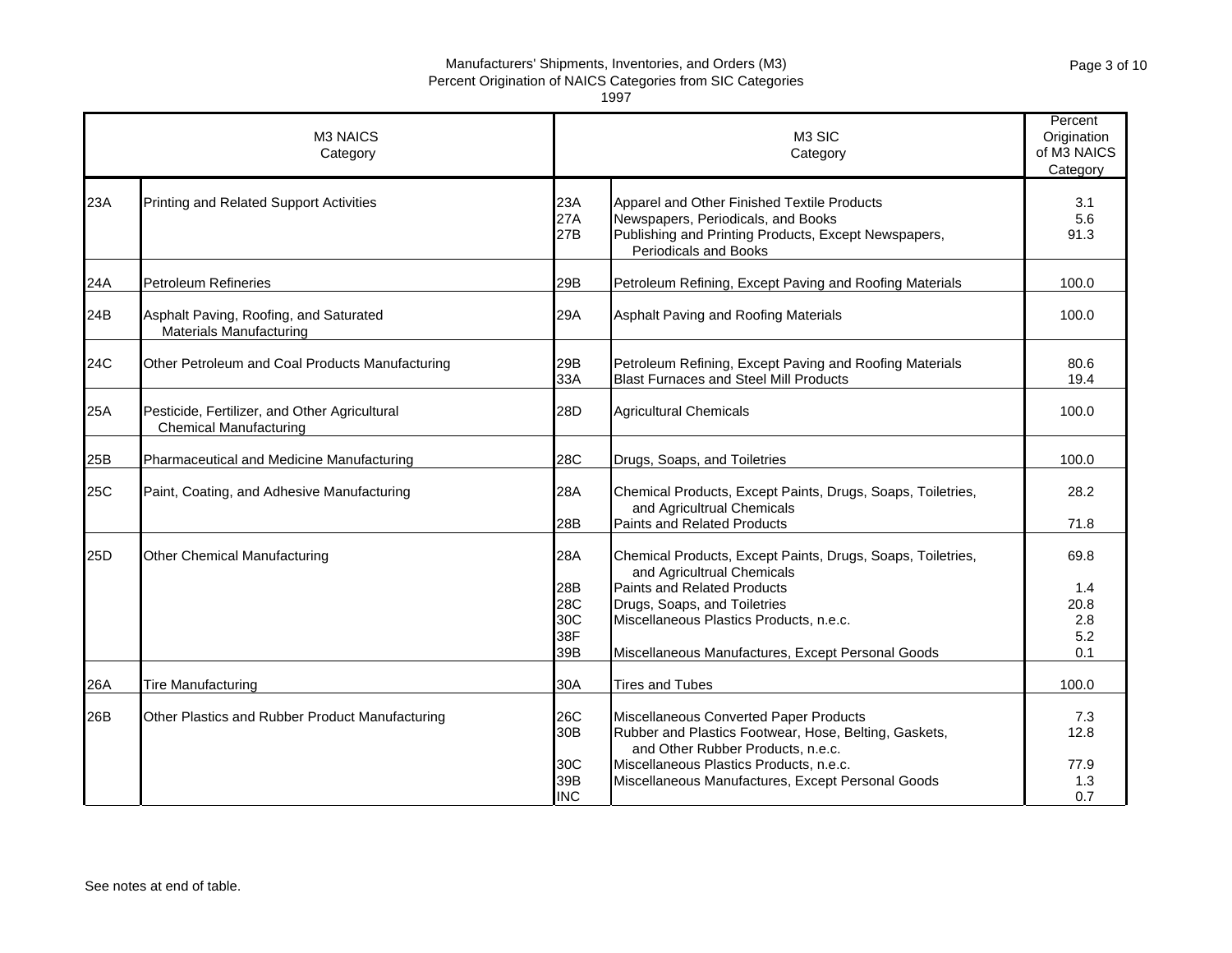Manufacturers' Shipments, Inventories, and Orders (M3)
Percent Origination of NAICS Categories from SIC Categories
1997

| M3 NAICS Category | | M3 SIC Category | | Percent Origination of M3 NAICS Category |
|---|---|---|---|---|
| 23A | Printing and Related Support Activities | 23A | Apparel and Other Finished Textile Products | 3.1 |
| | | 27A | Newspapers, Periodicals, and Books | 5.6 |
| | | 27B | Publishing and Printing Products, Except Newspapers, Periodicals and Books | 91.3 |
| 24A | Petroleum Refineries | 29B | Petroleum Refining, Except Paving and Roofing Materials | 100.0 |
| 24B | Asphalt Paving, Roofing, and Saturated Materials Manufacturing | 29A | Asphalt Paving and Roofing Materials | 100.0 |
| 24C | Other Petroleum and Coal Products Manufacturing | 29B | Petroleum Refining, Except Paving and Roofing Materials | 80.6 |
| | | 33A | Blast Furnaces and Steel Mill Products | 19.4 |
| 25A | Pesticide, Fertilizer, and Other Agricultural Chemical Manufacturing | 28D | Agricultural Chemicals | 100.0 |
| 25B | Pharmaceutical and Medicine Manufacturing | 28C | Drugs, Soaps, and Toiletries | 100.0 |
| 25C | Paint, Coating, and Adhesive Manufacturing | 28A | Chemical Products, Except Paints, Drugs, Soaps, Toiletries, and Agricultrual Chemicals | 28.2 |
| | | 28B | Paints and Related Products | 71.8 |
| 25D | Other Chemical Manufacturing | 28A | Chemical Products, Except Paints, Drugs, Soaps, Toiletries, and Agricultrual Chemicals | 69.8 |
| | | 28B | Paints and Related Products | 1.4 |
| | | 28C | Drugs, Soaps, and Toiletries | 20.8 |
| | | 30C | Miscellaneous Plastics Products, n.e.c. | 2.8 |
| | | 38F | | 5.2 |
| | | 39B | Miscellaneous Manufactures, Except Personal Goods | 0.1 |
| 26A | Tire Manufacturing | 30A | Tires and Tubes | 100.0 |
| 26B | Other Plastics and Rubber Product Manufacturing | 26C | Miscellaneous Converted Paper Products | 7.3 |
| | | 30B | Rubber and Plastics Footwear, Hose, Belting, Gaskets, and Other Rubber Products, n.e.c. | 12.8 |
| | | 30C | Miscellaneous Plastics Products, n.e.c. | 77.9 |
| | | 39B | Miscellaneous Manufactures, Except Personal Goods | 1.3 |
| | | INC | | 0.7 |

See notes at end of table.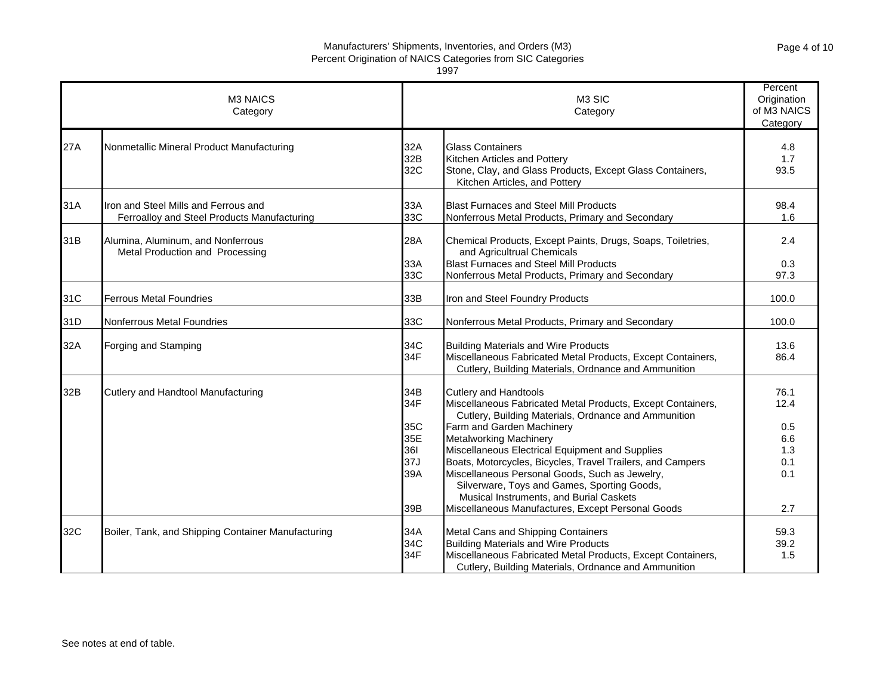Manufacturers' Shipments, Inventories, and Orders (M3)
Percent Origination of NAICS Categories from SIC Categories
1997

| M3 NAICS Category | | M3 SIC Category | | Percent Origination of M3 NAICS Category |
|---|---|---|---|---|
| 27A | Nonmetallic Mineral Product Manufacturing | 32A | Glass Containers | 4.8 |
| | | 32B | Kitchen Articles and Pottery | 1.7 |
| | | 32C | Stone, Clay, and Glass Products, Except Glass Containers, Kitchen Articles, and Pottery | 93.5 |
| 31A | Iron and Steel Mills and Ferrous and Ferroalloy and Steel Products Manufacturing | 33A | Blast Furnaces and Steel Mill Products | 98.4 |
| | | 33C | Nonferrous Metal Products, Primary and Secondary | 1.6 |
| 31B | Alumina, Aluminum, and Nonferrous Metal Production and Processing | 28A | Chemical Products, Except Paints, Drugs, Soaps, Toiletries, and Agricultrual Chemicals | 2.4 |
| | | 33A | Blast Furnaces and Steel Mill Products | 0.3 |
| | | 33C | Nonferrous Metal Products, Primary and Secondary | 97.3 |
| 31C | Ferrous Metal Foundries | 33B | Iron and Steel Foundry Products | 100.0 |
| 31D | Nonferrous Metal Foundries | 33C | Nonferrous Metal Products, Primary and Secondary | 100.0 |
| 32A | Forging and Stamping | 34C | Building Materials and Wire Products | 13.6 |
| | | 34F | Miscellaneous Fabricated Metal Products, Except Containers, Cutlery, Building Materials, Ordnance and Ammunition | 86.4 |
| 32B | Cutlery and Handtool Manufacturing | 34B | Cutlery and Handtools | 76.1 |
| | | 34F | Miscellaneous Fabricated Metal Products, Except Containers, Cutlery, Building Materials, Ordnance and Ammunition | 12.4 |
| | | 35C | Farm and Garden Machinery | 0.5 |
| | | 35E | Metalworking Machinery | 6.6 |
| | | 36I | Miscellaneous Electrical Equipment and Supplies | 1.3 |
| | | 37J | Boats, Motorcycles, Bicycles, Travel Trailers, and Campers | 0.1 |
| | | 39A | Miscellaneous Personal Goods, Such as Jewelry, Silverware, Toys and Games, Sporting Goods, Musical Instruments, and Burial Caskets | 0.1 |
| | | 39B | Miscellaneous Manufactures, Except Personal Goods | 2.7 |
| 32C | Boiler, Tank, and Shipping Container Manufacturing | 34A | Metal Cans and Shipping Containers | 59.3 |
| | | 34C | Building Materials and Wire Products | 39.2 |
| | | 34F | Miscellaneous Fabricated Metal Products, Except Containers, Cutlery, Building Materials, Ordnance and Ammunition | 1.5 |

See notes at end of table.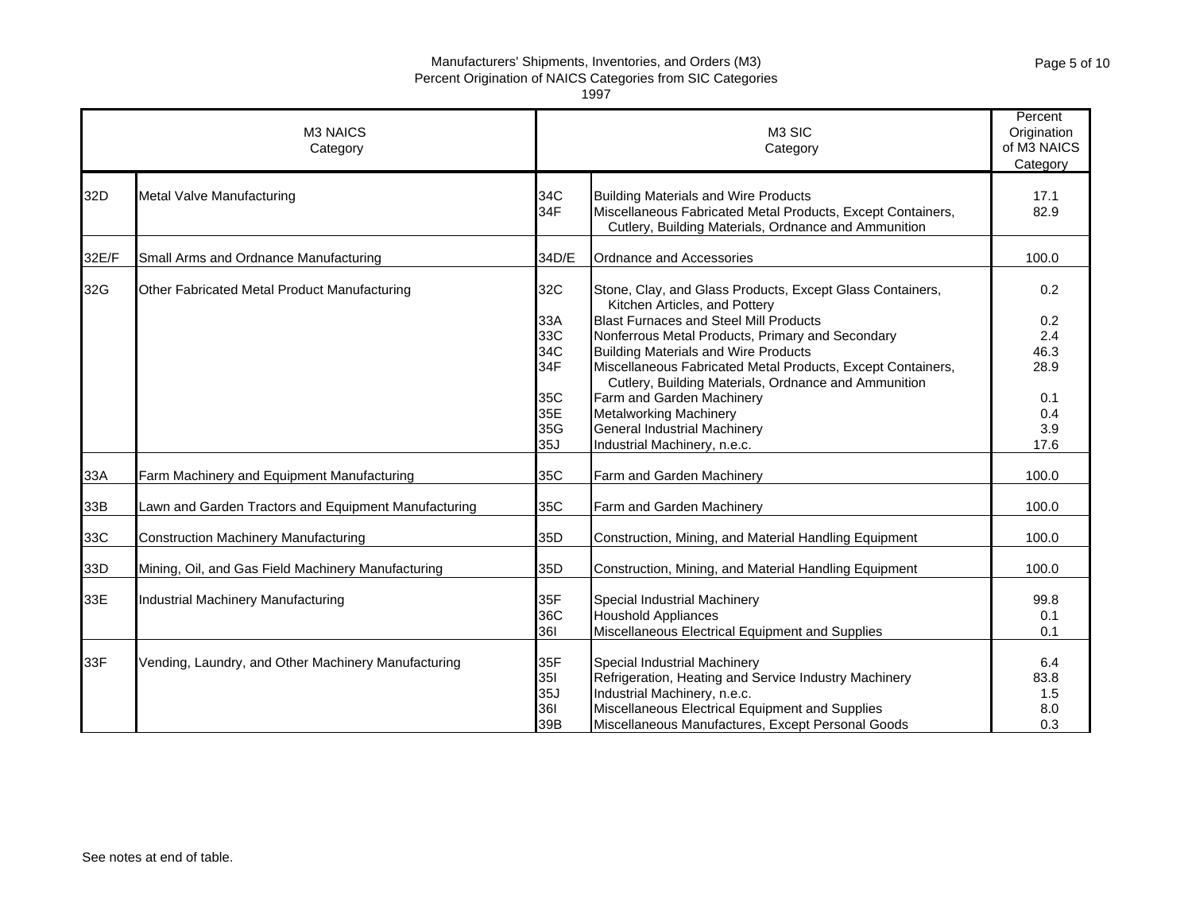Manufacturers' Shipments, Inventories, and Orders (M3)
Percent Origination of NAICS Categories from SIC Categories
1997

| M3 NAICS Category | | M3 SIC Category | | Percent Origination of M3 NAICS Category |
|---|---|---|---|---|
| 32D | Metal Valve Manufacturing | 34C | Building Materials and Wire Products | 17.1 |
| | | 34F | Miscellaneous Fabricated Metal Products, Except Containers, Cutlery, Building Materials, Ordnance and Ammunition | 82.9 |
| 32E/F | Small Arms and Ordnance Manufacturing | 34D/E | Ordnance and Accessories | 100.0 |
| 32G | Other Fabricated Metal Product Manufacturing | 32C | Stone, Clay, and Glass Products, Except Glass Containers, Kitchen Articles, and Pottery | 0.2 |
| | | 33A | Blast Furnaces and Steel Mill Products | 0.2 |
| | | 33C | Nonferrous Metal Products, Primary and Secondary | 2.4 |
| | | 34C | Building Materials and Wire Products | 46.3 |
| | | 34F | Miscellaneous Fabricated Metal Products, Except Containers, Cutlery, Building Materials, Ordnance and Ammunition | 28.9 |
| | | 35C | Farm and Garden Machinery | 0.1 |
| | | 35E | Metalworking Machinery | 0.4 |
| | | 35G | General Industrial Machinery | 3.9 |
| | | 35J | Industrial Machinery, n.e.c. | 17.6 |
| 33A | Farm Machinery and Equipment Manufacturing | 35C | Farm and Garden Machinery | 100.0 |
| 33B | Lawn and Garden Tractors and Equipment Manufacturing | 35C | Farm and Garden Machinery | 100.0 |
| 33C | Construction Machinery Manufacturing | 35D | Construction, Mining, and Material Handling Equipment | 100.0 |
| 33D | Mining, Oil, and Gas Field Machinery Manufacturing | 35D | Construction, Mining, and Material Handling Equipment | 100.0 |
| 33E | Industrial Machinery Manufacturing | 35F | Special Industrial Machinery | 99.8 |
| | | 36C | Houshold Appliances | 0.1 |
| | | 36I | Miscellaneous Electrical Equipment and Supplies | 0.1 |
| 33F | Vending, Laundry, and Other Machinery Manufacturing | 35F | Special Industrial Machinery | 6.4 |
| | | 35I | Refrigeration, Heating and Service Industry Machinery | 83.8 |
| | | 35J | Industrial Machinery, n.e.c. | 1.5 |
| | | 36I | Miscellaneous Electrical Equipment and Supplies | 8.0 |
| | | 39B | Miscellaneous Manufactures, Except Personal Goods | 0.3 |

See notes at end of table.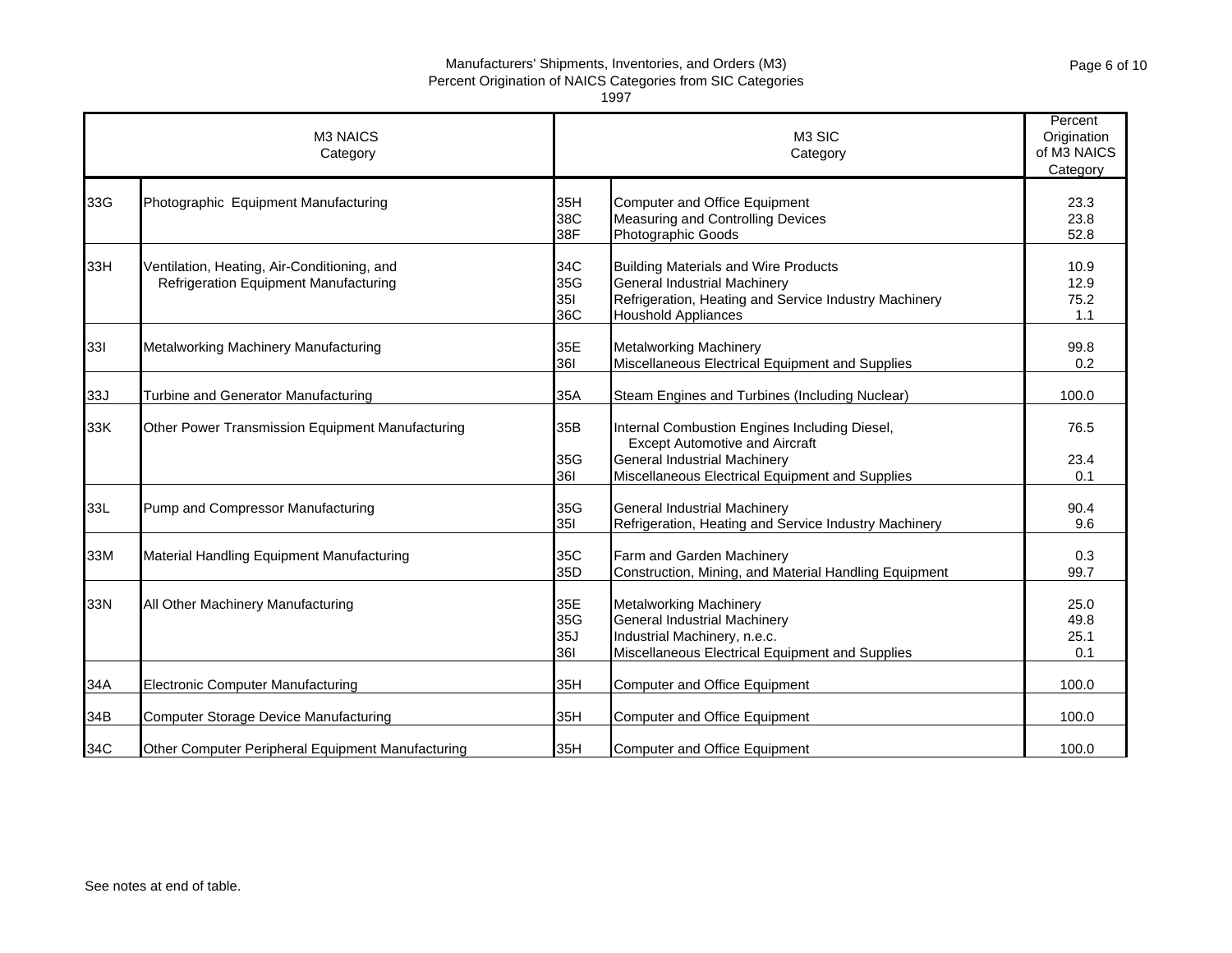Manufacturers' Shipments, Inventories, and Orders (M3)
Percent Origination of NAICS Categories from SIC Categories
1997

| M3 NAICS Category | | M3 SIC Category | | Percent Origination of M3 NAICS Category |
|---|---|---|---|---|
| 33G | Photographic Equipment Manufacturing | 35H | Computer and Office Equipment | 23.3 |
| | | 38C | Measuring and Controlling Devices | 23.8 |
| | | 38F | Photographic Goods | 52.8 |
| 33H | Ventilation, Heating, Air-Conditioning, and Refrigeration Equipment Manufacturing | 34C | Building Materials and Wire Products | 10.9 |
| | | 35G | General Industrial Machinery | 12.9 |
| | | 35I | Refrigeration, Heating and Service Industry Machinery | 75.2 |
| | | 36C | Houshold Appliances | 1.1 |
| 33I | Metalworking Machinery Manufacturing | 35E | Metalworking Machinery | 99.8 |
| | | 36I | Miscellaneous Electrical Equipment and Supplies | 0.2 |
| 33J | Turbine and Generator Manufacturing | 35A | Steam Engines and Turbines (Including Nuclear) | 100.0 |
| 33K | Other Power Transmission Equipment Manufacturing | 35B | Internal Combustion Engines Including Diesel, Except Automotive and Aircraft | 76.5 |
| | | 35G | General Industrial Machinery | 23.4 |
| | | 36I | Miscellaneous Electrical Equipment and Supplies | 0.1 |
| 33L | Pump and Compressor Manufacturing | 35G | General Industrial Machinery | 90.4 |
| | | 35I | Refrigeration, Heating and Service Industry Machinery | 9.6 |
| 33M | Material Handling Equipment Manufacturing | 35C | Farm and Garden Machinery | 0.3 |
| | | 35D | Construction, Mining, and Material Handling Equipment | 99.7 |
| 33N | All Other Machinery Manufacturing | 35E | Metalworking Machinery | 25.0 |
| | | 35G | General Industrial Machinery | 49.8 |
| | | 35J | Industrial Machinery, n.e.c. | 25.1 |
| | | 36I | Miscellaneous Electrical Equipment and Supplies | 0.1 |
| 34A | Electronic Computer Manufacturing | 35H | Computer and Office Equipment | 100.0 |
| 34B | Computer Storage Device Manufacturing | 35H | Computer and Office Equipment | 100.0 |
| 34C | Other Computer Peripheral Equipment Manufacturing | 35H | Computer and Office Equipment | 100.0 |

See notes at end of table.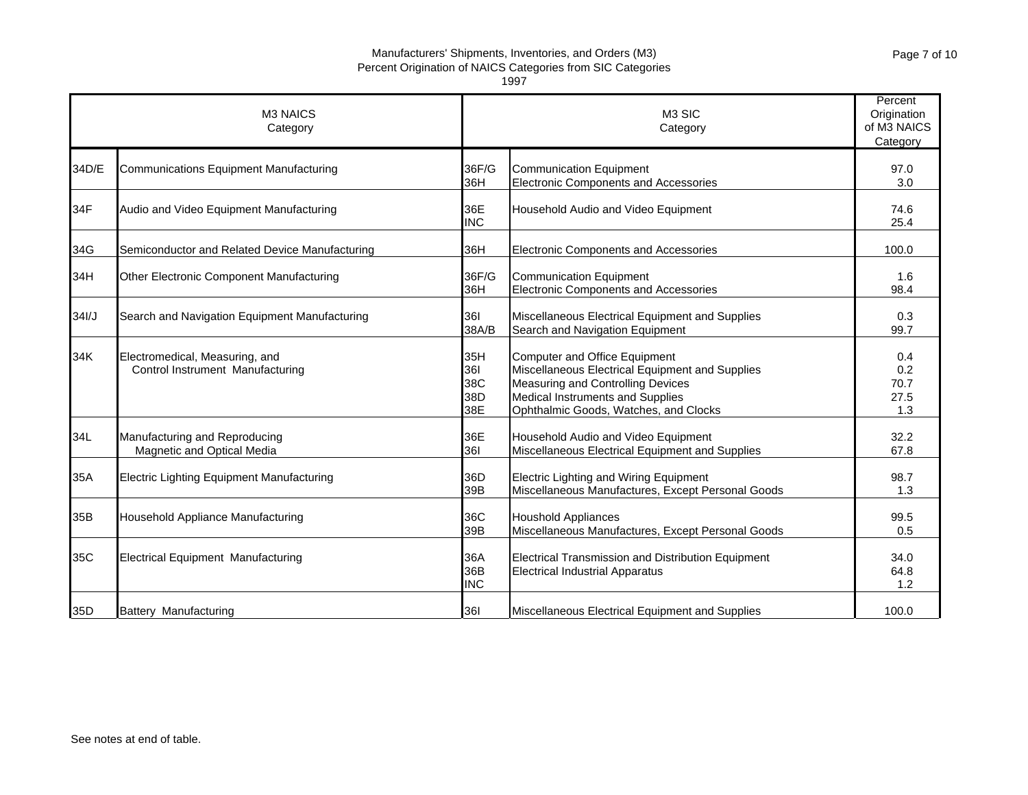# Manufacturers' Shipments, Inventories, and Orders (M3)
## Percent Origination of NAICS Categories from SIC Categories
### 1997

| M3 NAICS Category | | M3 SIC Category | | Percent Origination of M3 NAICS Category |
|---|---|---|---|---|
| 34D/E | Communications Equipment Manufacturing | 36F/G | Communication Equipment | 97.0 |
| | | 36H | Electronic Components and Accessories | 3.0 |
| 34F | Audio and Video Equipment Manufacturing | 36E | Household Audio and Video Equipment | 74.6 |
| | | INC | | 25.4 |
| 34G | Semiconductor and Related Device Manufacturing | 36H | Electronic Components and Accessories | 100.0 |
| 34H | Other Electronic Component Manufacturing | 36F/G | Communication Equipment | 1.6 |
| | | 36H | Electronic Components and Accessories | 98.4 |
| 34I/J | Search and Navigation Equipment Manufacturing | 36I | Miscellaneous Electrical Equipment and Supplies | 0.3 |
| | | 38A/B | Search and Navigation Equipment | 99.7 |
| 34K | Electromedical, Measuring, and Control Instrument Manufacturing | 35H | Computer and Office Equipment | 0.4 |
| | | 36I | Miscellaneous Electrical Equipment and Supplies | 0.2 |
| | | 38C | Measuring and Controlling Devices | 70.7 |
| | | 38D | Medical Instruments and Supplies | 27.5 |
| | | 38E | Ophthalmic Goods, Watches, and Clocks | 1.3 |
| 34L | Manufacturing and Reproducing Magnetic and Optical Media | 36E | Household Audio and Video Equipment | 32.2 |
| | | 36I | Miscellaneous Electrical Equipment and Supplies | 67.8 |
| 35A | Electric Lighting Equipment Manufacturing | 36D | Electric Lighting and Wiring Equipment | 98.7 |
| | | 39B | Miscellaneous Manufactures, Except Personal Goods | 1.3 |
| 35B | Household Appliance Manufacturing | 36C | Houshold Appliances | 99.5 |
| | | 39B | Miscellaneous Manufactures, Except Personal Goods | 0.5 |
| 35C | Electrical Equipment Manufacturing | 36A | Electrical Transmission and Distribution Equipment | 34.0 |
| | | 36B | Electrical Industrial Apparatus | 64.8 |
| | | INC | | 1.2 |
| 35D | Battery Manufacturing | 36I | Miscellaneous Electrical Equipment and Supplies | 100.0 |

See notes at end of table.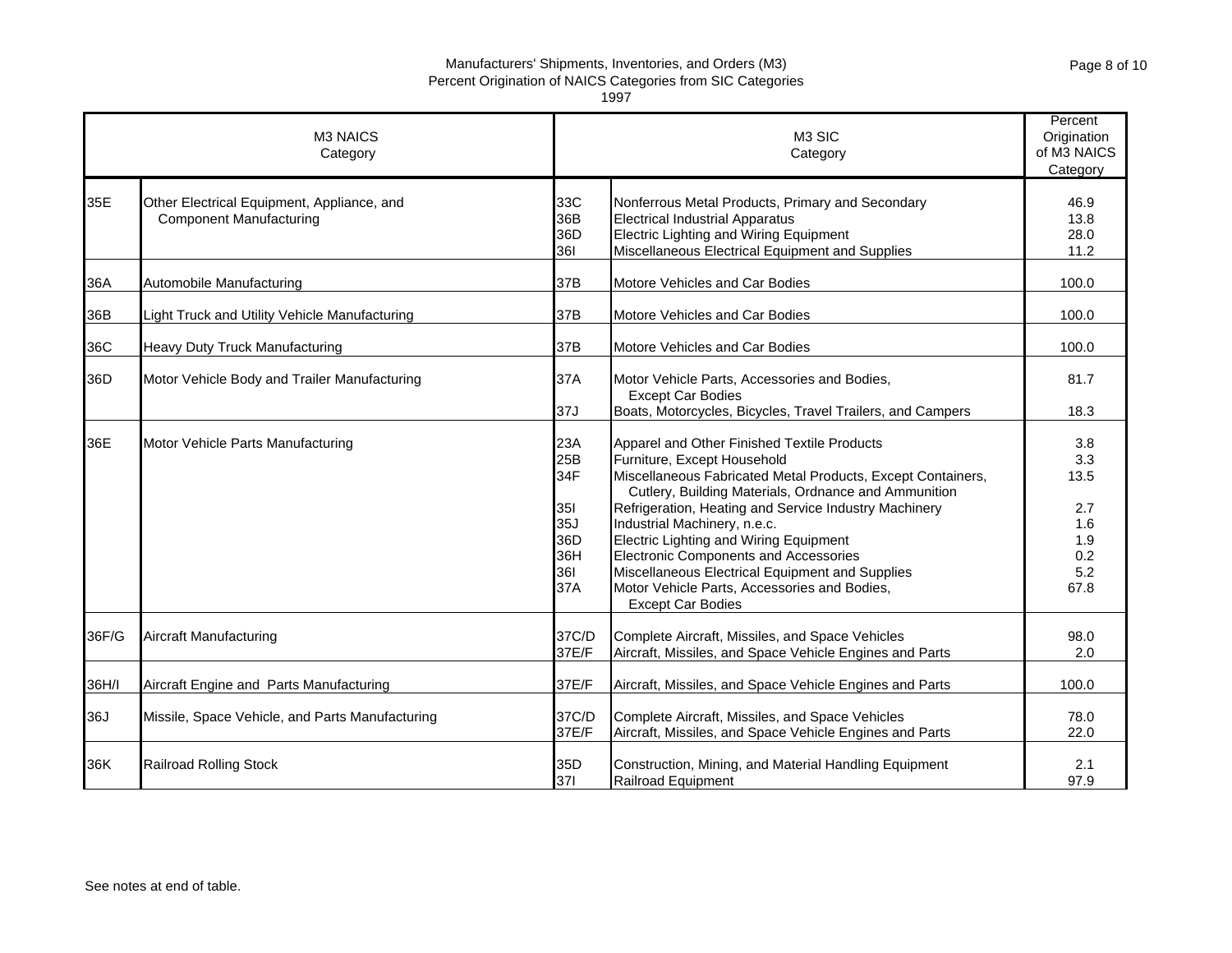Manufacturers' Shipments, Inventories, and Orders (M3)
Percent Origination of NAICS Categories from SIC Categories
1997

| M3 NAICS Category | | M3 SIC Category | | Percent Origination of M3 NAICS Category |
|---|---|---|---|---|
| 35E | Other Electrical Equipment, Appliance, and Component Manufacturing | 33C | Nonferrous Metal Products, Primary and Secondary | 46.9 |
| | | 36B | Electrical Industrial Apparatus | 13.8 |
| | | 36D | Electric Lighting and Wiring Equipment | 28.0 |
| | | 36I | Miscellaneous Electrical Equipment and Supplies | 11.2 |
| 36A | Automobile Manufacturing | 37B | Motore Vehicles and Car Bodies | 100.0 |
| 36B | Light Truck and Utility Vehicle Manufacturing | 37B | Motore Vehicles and Car Bodies | 100.0 |
| 36C | Heavy Duty Truck Manufacturing | 37B | Motore Vehicles and Car Bodies | 100.0 |
| 36D | Motor Vehicle Body and Trailer Manufacturing | 37A | Motor Vehicle Parts, Accessories and Bodies, Except Car Bodies | 81.7 |
| | | 37J | Boats, Motorcycles, Bicycles, Travel Trailers, and Campers | 18.3 |
| 36E | Motor Vehicle Parts Manufacturing | 23A | Apparel and Other Finished Textile Products | 3.8 |
| | | 25B | Furniture, Except Household | 3.3 |
| | | 34F | Miscellaneous Fabricated Metal Products, Except Containers, Cutlery, Building Materials, Ordnance and Ammunition | 13.5 |
| | | 35I | Refrigeration, Heating and Service Industry Machinery | 2.7 |
| | | 35J | Industrial Machinery, n.e.c. | 1.6 |
| | | 36D | Electric Lighting and Wiring Equipment | 1.9 |
| | | 36H | Electronic Components and Accessories | 0.2 |
| | | 36I | Miscellaneous Electrical Equipment and Supplies | 5.2 |
| | | 37A | Motor Vehicle Parts, Accessories and Bodies, Except Car Bodies | 67.8 |
| 36F/G | Aircraft Manufacturing | 37C/D | Complete Aircraft, Missiles, and Space Vehicles | 98.0 |
| | | 37E/F | Aircraft, Missiles, and Space Vehicle Engines and Parts | 2.0 |
| 36H/I | Aircraft Engine and Parts Manufacturing | 37E/F | Aircraft, Missiles, and Space Vehicle Engines and Parts | 100.0 |
| 36J | Missile, Space Vehicle, and Parts Manufacturing | 37C/D | Complete Aircraft, Missiles, and Space Vehicles | 78.0 |
| | | 37E/F | Aircraft, Missiles, and Space Vehicle Engines and Parts | 22.0 |
| 36K | Railroad Rolling Stock | 35D | Construction, Mining, and Material Handling Equipment | 2.1 |
| | | 37I | Railroad Equipment | 97.9 |

See notes at end of table.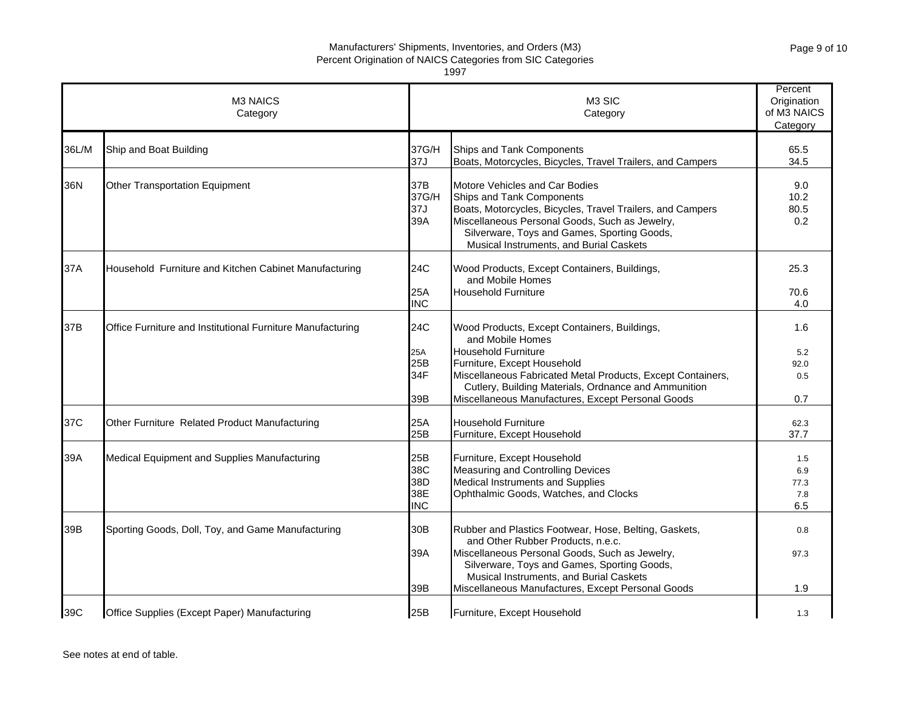Manufacturers' Shipments, Inventories, and Orders (M3)
Percent Origination of NAICS Categories from SIC Categories
1997

| M3 NAICS Category | | M3 SIC Category | | Percent Origination of M3 NAICS Category |
|---|---|---|---|---|
| 36L/M | Ship and Boat Building | 37G/H | Ships and Tank Components | 65.5 |
| | | 37J | Boats, Motorcycles, Bicycles, Travel Trailers, and Campers | 34.5 |
| 36N | Other Transportation Equipment | 37B | Motore Vehicles and Car Bodies | 9.0 |
| | | 37G/H | Ships and Tank Components | 10.2 |
| | | 37J | Boats, Motorcycles, Bicycles, Travel Trailers, and Campers | 80.5 |
| | | 39A | Miscellaneous Personal Goods, Such as Jewelry, Silverware, Toys and Games, Sporting Goods, Musical Instruments, and Burial Caskets | 0.2 |
| 37A | Household Furniture and Kitchen Cabinet Manufacturing | 24C | Wood Products, Except Containers, Buildings, and Mobile Homes | 25.3 |
| | | 25A | Household Furniture | 70.6 |
| | | INC | | 4.0 |
| 37B | Office Furniture and Institutional Furniture Manufacturing | 24C | Wood Products, Except Containers, Buildings, and Mobile Homes | 1.6 |
| | | 25A | Household Furniture | 5.2 |
| | | 25B | Furniture, Except Household | 92.0 |
| | | 34F | Miscellaneous Fabricated Metal Products, Except Containers, Cutlery, Building Materials, Ordnance and Ammunition | 0.5 |
| | | 39B | Miscellaneous Manufactures, Except Personal Goods | 0.7 |
| 37C | Other Furniture Related Product Manufacturing | 25A | Household Furniture | 62.3 |
| | | 25B | Furniture, Except Household | 37.7 |
| 39A | Medical Equipment and Supplies Manufacturing | 25B | Furniture, Except Household | 1.5 |
| | | 38C | Measuring and Controlling Devices | 6.9 |
| | | 38D | Medical Instruments and Supplies | 77.3 |
| | | 38E | Ophthalmic Goods, Watches, and Clocks | 7.8 |
| | | INC | | 6.5 |
| 39B | Sporting Goods, Doll, Toy, and Game Manufacturing | 30B | Rubber and Plastics Footwear, Hose, Belting, Gaskets, and Other Rubber Products, n.e.c. | 0.8 |
| | | 39A | Miscellaneous Personal Goods, Such as Jewelry, Silverware, Toys and Games, Sporting Goods, Musical Instruments, and Burial Caskets | 97.3 |
| | | 39B | Miscellaneous Manufactures, Except Personal Goods | 1.9 |
| 39C | Office Supplies (Except Paper) Manufacturing | 25B | Furniture, Except Household | 1.3 |

See notes at end of table.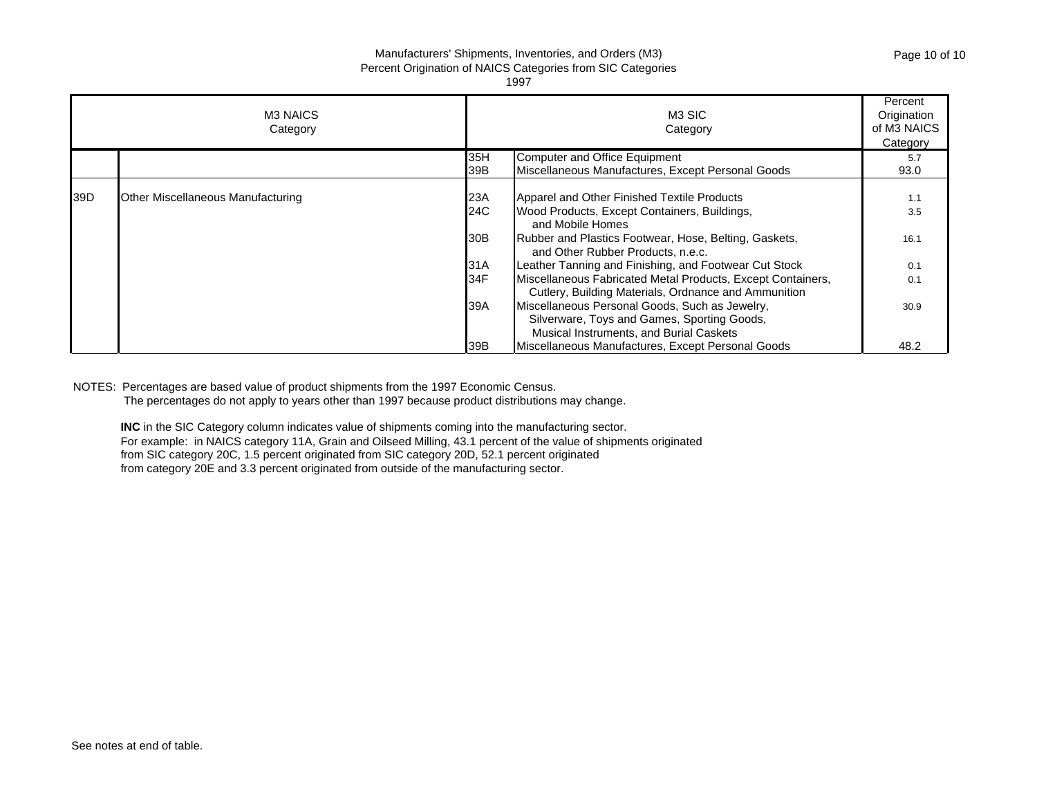Manufacturers' Shipments, Inventories, and Orders (M3)
Percent Origination of NAICS Categories from SIC Categories
1997

| M3 NAICS Category | | M3 SIC Category | | Percent Origination of M3 NAICS Category |
|---|---|---|---|---|
| | | 35H | Computer and Office Equipment | 5.7 |
| | | 39B | Miscellaneous Manufactures, Except Personal Goods | 93.0 |
| 39D | Other Miscellaneous Manufacturing | 23A | Apparel and Other Finished Textile Products | 1.1 |
| | | 24C | Wood Products, Except Containers, Buildings, and Mobile Homes | 3.5 |
| | | 30B | Rubber and Plastics Footwear, Hose, Belting, Gaskets, and Other Rubber Products, n.e.c. | 16.1 |
| | | 31A | Leather Tanning and Finishing, and Footwear Cut Stock | 0.1 |
| | | 34F | Miscellaneous Fabricated Metal Products, Except Containers, Cutlery, Building Materials, Ordnance and Ammunition | 0.1 |
| | | 39A | Miscellaneous Personal Goods, Such as Jewelry, Silverware, Toys and Games, Sporting Goods, Musical Instruments, and Burial Caskets | 30.9 |
| | | 39B | Miscellaneous Manufactures, Except Personal Goods | 48.2 |

NOTES: Percentages are based value of product shipments from the 1997 Economic Census.
The percentages do not apply to years other than 1997 because product distributions may change.

**INC** in the SIC Category column indicates value of shipments coming into the manufacturing sector.
For example: in NAICS category 11A, Grain and Oilseed Milling, 43.1 percent of the value of shipments originated from SIC category 20C, 1.5 percent originated from SIC category 20D, 52.1 percent originated from category 20E and 3.3 percent originated from outside of the manufacturing sector.

See notes at end of table.